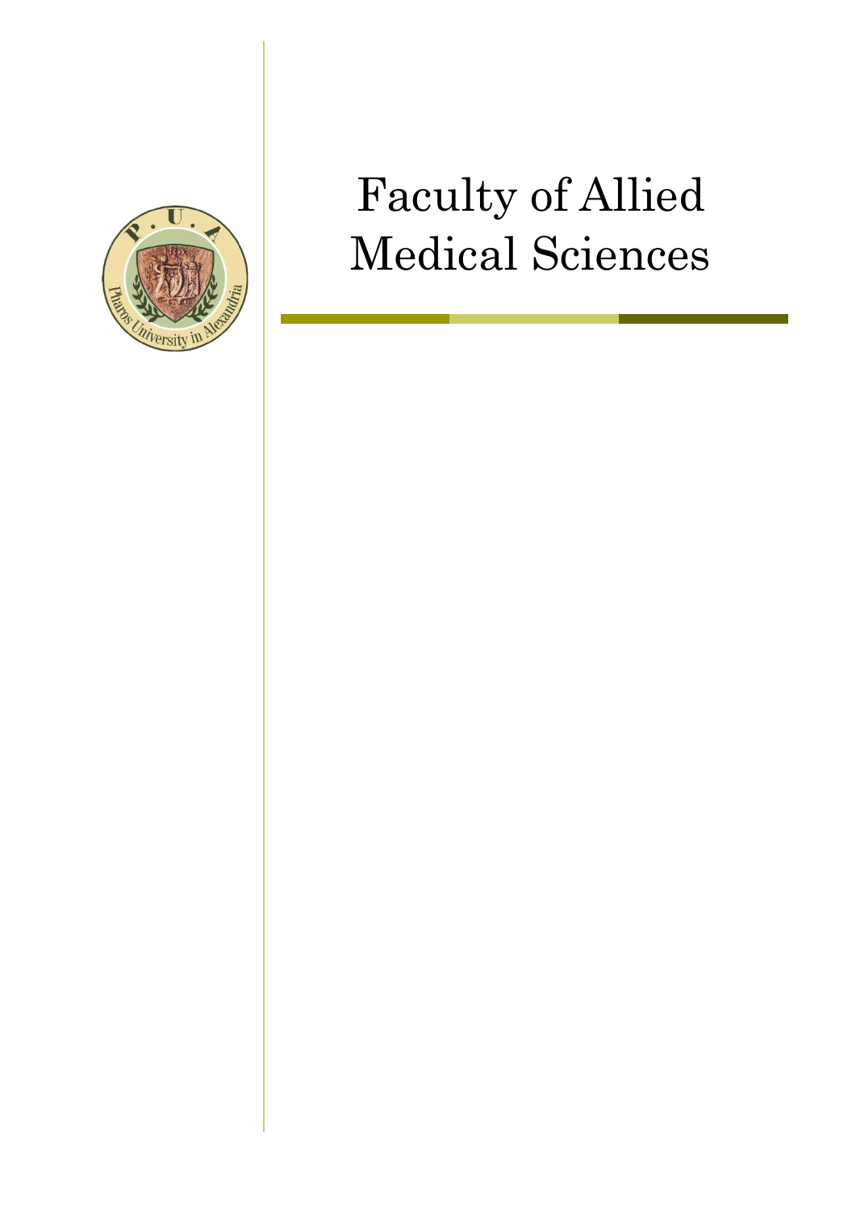# Faculty of Allied Medical Sciences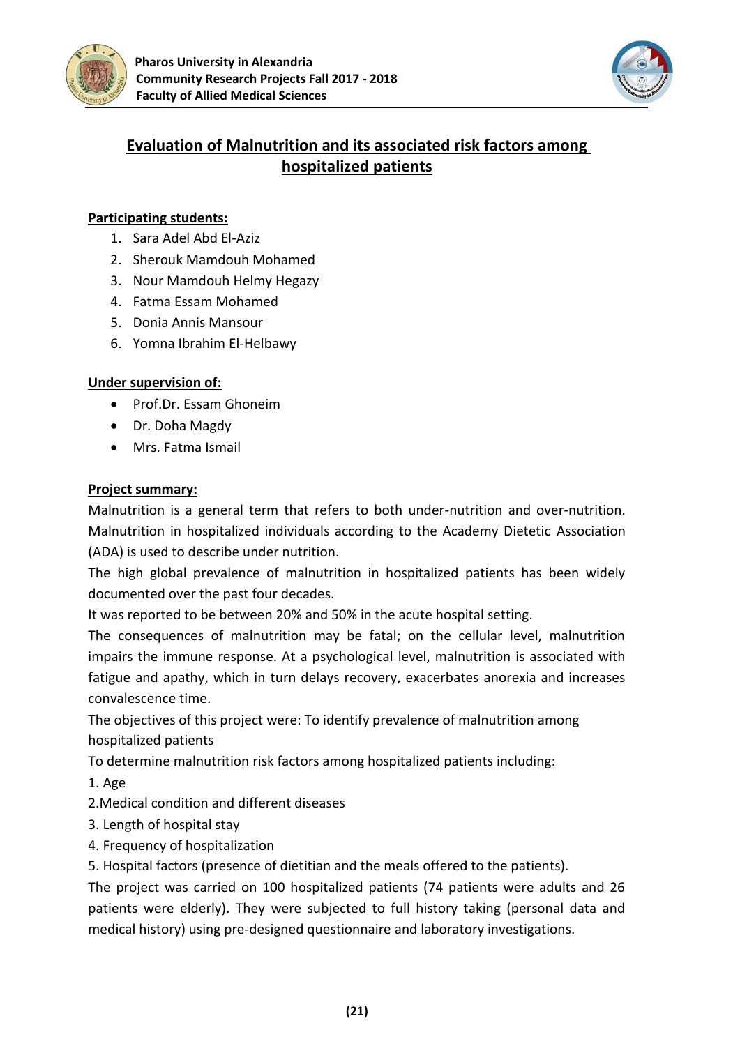# Evaluation of Malnutrition and its associated risk factors among hospitalized patients

**Participating students:**

1. Sara Adel Abd El-Aziz
2. Sherouk Mamdouh Mohamed
3. Nour Mamdouh Helmy Hegazy
4. Fatma Essam Mohamed
5. Donia Annis Mansour
6. Yomna Ibrahim El-Helbawy

**Under supervision of:**

- Prof.Dr. Essam Ghoneim
- Dr. Doha Magdy
- Mrs. Fatma Ismail

**Project summary:**

Malnutrition is a general term that refers to both under-nutrition and over-nutrition. Malnutrition in hospitalized individuals according to the Academy Dietetic Association (ADA) is used to describe under nutrition.

The high global prevalence of malnutrition in hospitalized patients has been widely documented over the past four decades.

It was reported to be between 20% and 50% in the acute hospital setting.

The consequences of malnutrition may be fatal; on the cellular level, malnutrition impairs the immune response. At a psychological level, malnutrition is associated with fatigue and apathy, which in turn delays recovery, exacerbates anorexia and increases convalescence time.

The objectives of this project were: To identify prevalence of malnutrition among hospitalized patients

To determine malnutrition risk factors among hospitalized patients including:

1. Age
2. Medical condition and different diseases
3. Length of hospital stay
4. Frequency of hospitalization
5. Hospital factors (presence of dietitian and the meals offered to the patients).

The project was carried on 100 hospitalized patients (74 patients were adults and 26 patients were elderly). They were subjected to full history taking (personal data and medical history) using pre-designed questionnaire and laboratory investigations.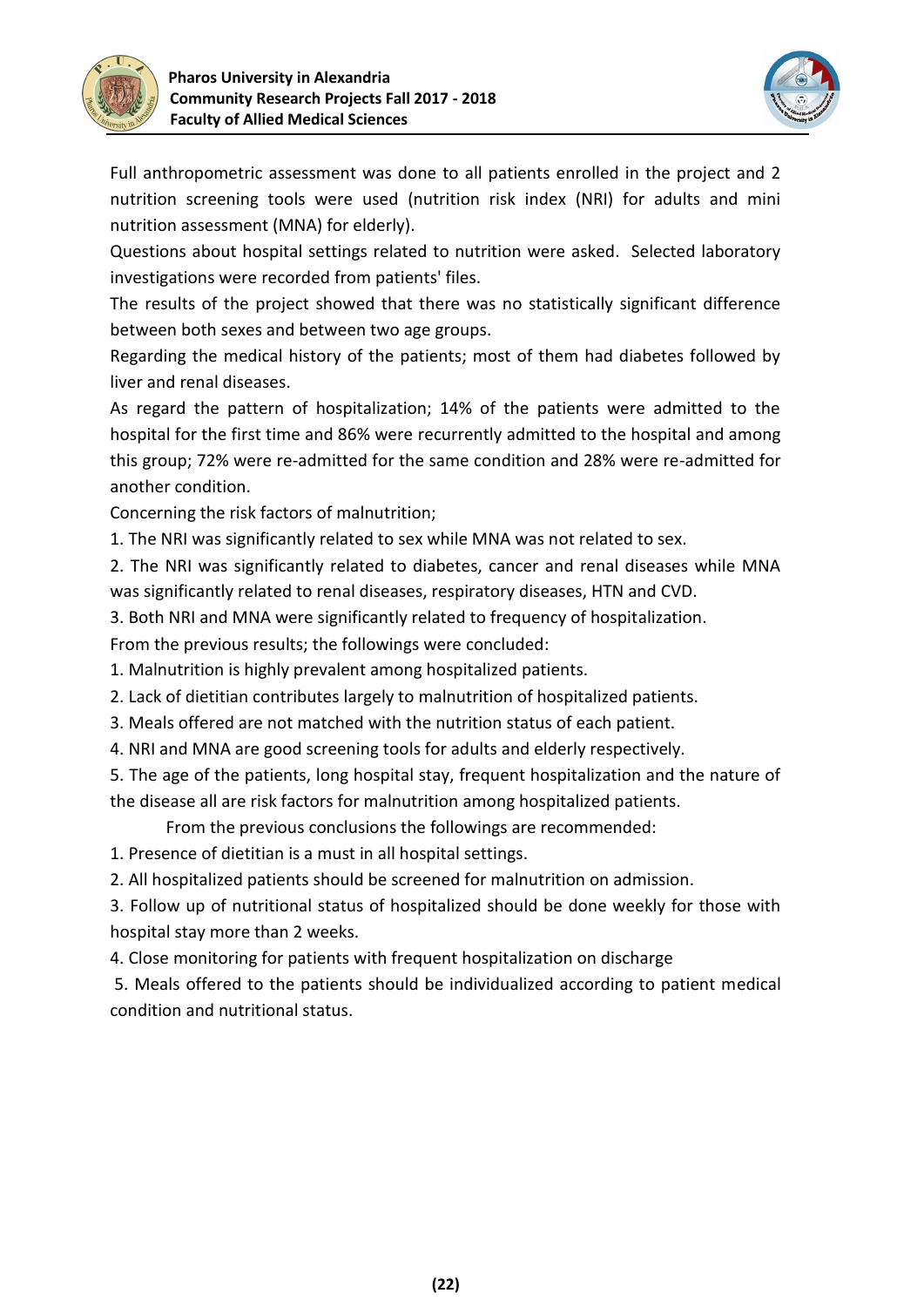Full anthropometric assessment was done to all patients enrolled in the project and 2 nutrition screening tools were used (nutrition risk index (NRI) for adults and mini nutrition assessment (MNA) for elderly).

Questions about hospital settings related to nutrition were asked. Selected laboratory investigations were recorded from patients' files.

The results of the project showed that there was no statistically significant difference between both sexes and between two age groups.

Regarding the medical history of the patients; most of them had diabetes followed by liver and renal diseases.

As regard the pattern of hospitalization; 14% of the patients were admitted to the hospital for the first time and 86% were recurrently admitted to the hospital and among this group; 72% were re-admitted for the same condition and 28% were re-admitted for another condition.

Concerning the risk factors of malnutrition;

1. The NRI was significantly related to sex while MNA was not related to sex.
2. The NRI was significantly related to diabetes, cancer and renal diseases while MNA was significantly related to renal diseases, respiratory diseases, HTN and CVD.
3. Both NRI and MNA were significantly related to frequency of hospitalization.

From the previous results; the followings were concluded:

1. Malnutrition is highly prevalent among hospitalized patients.
2. Lack of dietitian contributes largely to malnutrition of hospitalized patients.
3. Meals offered are not matched with the nutrition status of each patient.
4. NRI and MNA are good screening tools for adults and elderly respectively.
5. The age of the patients, long hospital stay, frequent hospitalization and the nature of the disease all are risk factors for malnutrition among hospitalized patients.

From the previous conclusions the followings are recommended:

1. Presence of dietitian is a must in all hospital settings.
2. All hospitalized patients should be screened for malnutrition on admission.
3. Follow up of nutritional status of hospitalized should be done weekly for those with hospital stay more than 2 weeks.
4. Close monitoring for patients with frequent hospitalization on discharge
5. Meals offered to the patients should be individualized according to patient medical condition and nutritional status.